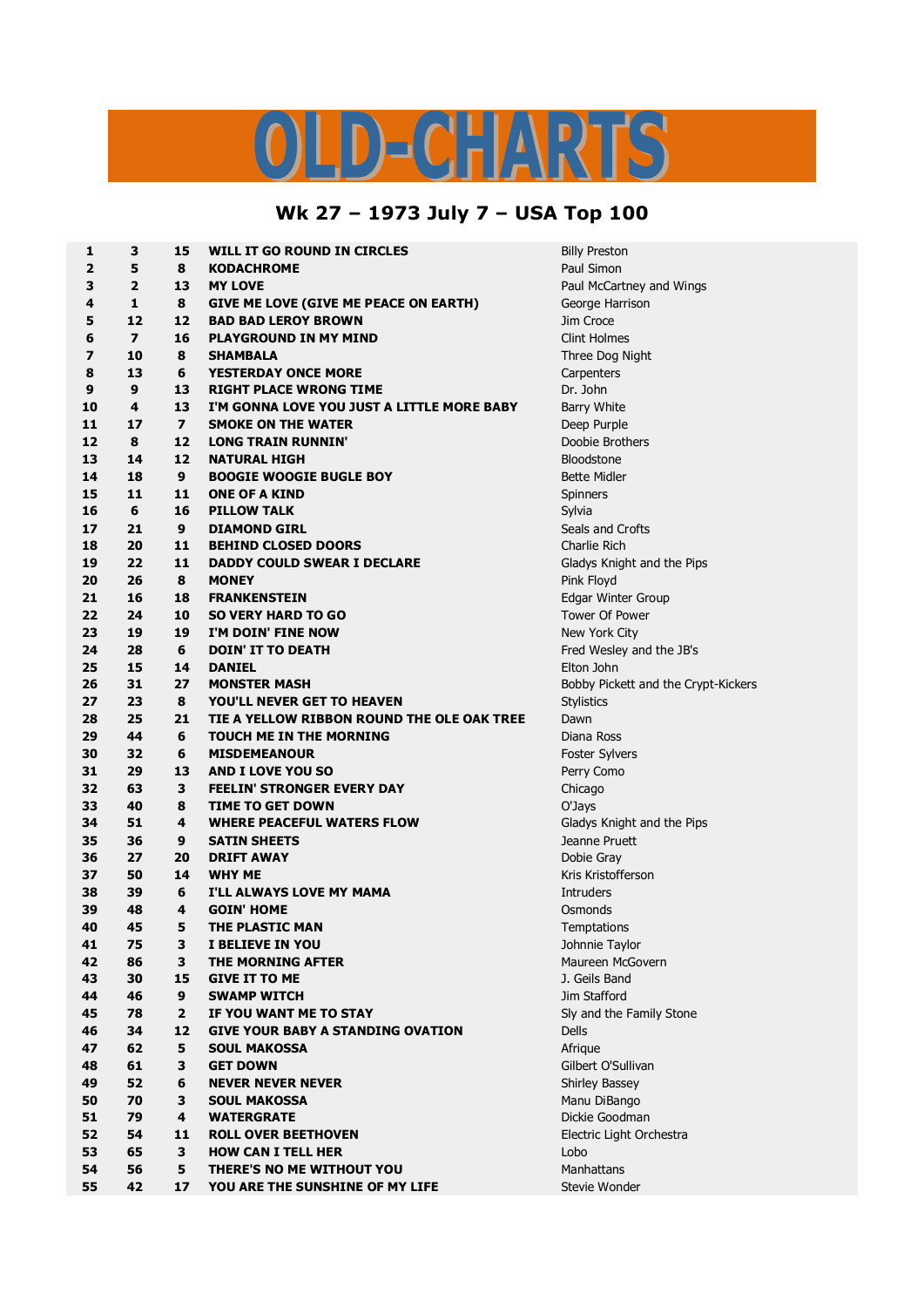# OLD-CHARTS

## Wk 27 – 1973 July 7 – USA Top 100

| | | | | |
|---|---|---|---|---|
| 1 | 3 | 15 | WILL IT GO ROUND IN CIRCLES | Billy Preston |
| 2 | 5 | 8 | KODACHROME | Paul Simon |
| 3 | 2 | 13 | MY LOVE | Paul McCartney and Wings |
| 4 | 1 | 8 | GIVE ME LOVE (GIVE ME PEACE ON EARTH) | George Harrison |
| 5 | 12 | 12 | BAD BAD LEROY BROWN | Jim Croce |
| 6 | 7 | 16 | PLAYGROUND IN MY MIND | Clint Holmes |
| 7 | 10 | 8 | SHAMBALA | Three Dog Night |
| 8 | 13 | 6 | YESTERDAY ONCE MORE | Carpenters |
| 9 | 9 | 13 | RIGHT PLACE WRONG TIME | Dr. John |
| 10 | 4 | 13 | I'M GONNA LOVE YOU JUST A LITTLE MORE BABY | Barry White |
| 11 | 17 | 7 | SMOKE ON THE WATER | Deep Purple |
| 12 | 8 | 12 | LONG TRAIN RUNNIN' | Doobie Brothers |
| 13 | 14 | 12 | NATURAL HIGH | Bloodstone |
| 14 | 18 | 9 | BOOGIE WOOGIE BUGLE BOY | Bette Midler |
| 15 | 11 | 11 | ONE OF A KIND | Spinners |
| 16 | 6 | 16 | PILLOW TALK | Sylvia |
| 17 | 21 | 9 | DIAMOND GIRL | Seals and Crofts |
| 18 | 20 | 11 | BEHIND CLOSED DOORS | Charlie Rich |
| 19 | 22 | 11 | DADDY COULD SWEAR I DECLARE | Gladys Knight and the Pips |
| 20 | 26 | 8 | MONEY | Pink Floyd |
| 21 | 16 | 18 | FRANKENSTEIN | Edgar Winter Group |
| 22 | 24 | 10 | SO VERY HARD TO GO | Tower Of Power |
| 23 | 19 | 19 | I'M DOIN' FINE NOW | New York City |
| 24 | 28 | 6 | DOIN' IT TO DEATH | Fred Wesley and the JB's |
| 25 | 15 | 14 | DANIEL | Elton John |
| 26 | 31 | 27 | MONSTER MASH | Bobby Pickett and the Crypt-Kickers |
| 27 | 23 | 8 | YOU'LL NEVER GET TO HEAVEN | Stylistics |
| 28 | 25 | 21 | TIE A YELLOW RIBBON ROUND THE OLE OAK TREE | Dawn |
| 29 | 44 | 6 | TOUCH ME IN THE MORNING | Diana Ross |
| 30 | 32 | 6 | MISDEMEANOUR | Foster Sylvers |
| 31 | 29 | 13 | AND I LOVE YOU SO | Perry Como |
| 32 | 63 | 3 | FEELIN' STRONGER EVERY DAY | Chicago |
| 33 | 40 | 8 | TIME TO GET DOWN | O'Jays |
| 34 | 51 | 4 | WHERE PEACEFUL WATERS FLOW | Gladys Knight and the Pips |
| 35 | 36 | 9 | SATIN SHEETS | Jeanne Pruett |
| 36 | 27 | 20 | DRIFT AWAY | Dobie Gray |
| 37 | 50 | 14 | WHY ME | Kris Kristofferson |
| 38 | 39 | 6 | I'LL ALWAYS LOVE MY MAMA | Intruders |
| 39 | 48 | 4 | GOIN' HOME | Osmonds |
| 40 | 45 | 5 | THE PLASTIC MAN | Temptations |
| 41 | 75 | 3 | I BELIEVE IN YOU | Johnnie Taylor |
| 42 | 86 | 3 | THE MORNING AFTER | Maureen McGovern |
| 43 | 30 | 15 | GIVE IT TO ME | J. Geils Band |
| 44 | 46 | 9 | SWAMP WITCH | Jim Stafford |
| 45 | 78 | 2 | IF YOU WANT ME TO STAY | Sly and the Family Stone |
| 46 | 34 | 12 | GIVE YOUR BABY A STANDING OVATION | Dells |
| 47 | 62 | 5 | SOUL MAKOSSA | Afrique |
| 48 | 61 | 3 | GET DOWN | Gilbert O'Sullivan |
| 49 | 52 | 6 | NEVER NEVER NEVER | Shirley Bassey |
| 50 | 70 | 3 | SOUL MAKOSSA | Manu DiBango |
| 51 | 79 | 4 | WATERGRATE | Dickie Goodman |
| 52 | 54 | 11 | ROLL OVER BEETHOVEN | Electric Light Orchestra |
| 53 | 65 | 3 | HOW CAN I TELL HER | Lobo |
| 54 | 56 | 5 | THERE'S NO ME WITHOUT YOU | Manhattans |
| 55 | 42 | 17 | YOU ARE THE SUNSHINE OF MY LIFE | Stevie Wonder |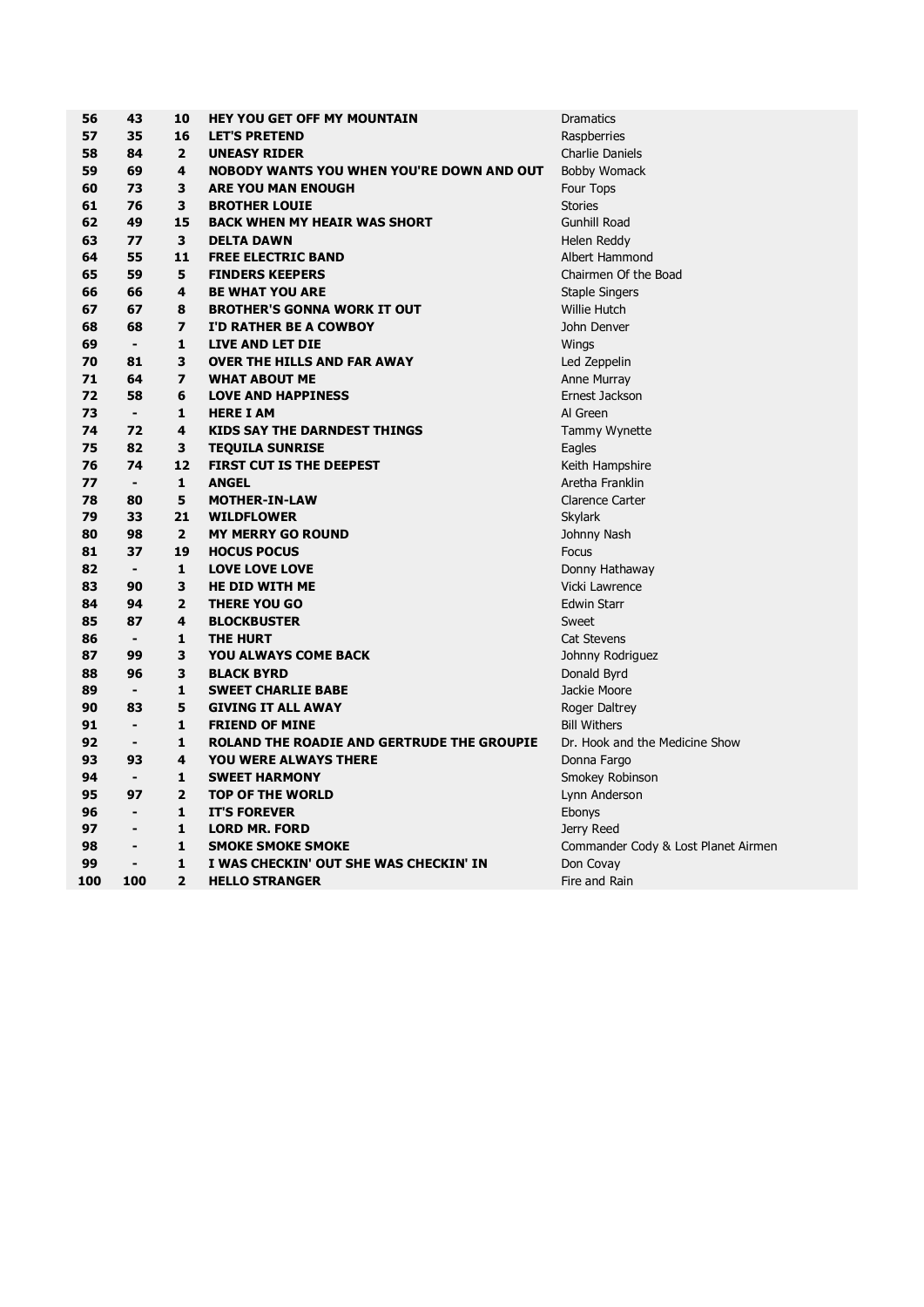| | | | | |
|---|---|---|---|---|
| **56** | **43** | **10** | **HEY YOU GET OFF MY MOUNTAIN** | Dramatics |
| **57** | **35** | **16** | **LET'S PRETEND** | Raspberries |
| **58** | **84** | **2** | **UNEASY RIDER** | Charlie Daniels |
| **59** | **69** | **4** | **NOBODY WANTS YOU WHEN YOU'RE DOWN AND OUT** | Bobby Womack |
| **60** | **73** | **3** | **ARE YOU MAN ENOUGH** | Four Tops |
| **61** | **76** | **3** | **BROTHER LOUIE** | Stories |
| **62** | **49** | **15** | **BACK WHEN MY HEAIR WAS SHORT** | Gunhill Road |
| **63** | **77** | **3** | **DELTA DAWN** | Helen Reddy |
| **64** | **55** | **11** | **FREE ELECTRIC BAND** | Albert Hammond |
| **65** | **59** | **5** | **FINDERS KEEPERS** | Chairmen Of the Boad |
| **66** | **66** | **4** | **BE WHAT YOU ARE** | Staple Singers |
| **67** | **67** | **8** | **BROTHER'S GONNA WORK IT OUT** | Willie Hutch |
| **68** | **68** | **7** | **I'D RATHER BE A COWBOY** | John Denver |
| **69** | **-** | **1** | **LIVE AND LET DIE** | Wings |
| **70** | **81** | **3** | **OVER THE HILLS AND FAR AWAY** | Led Zeppelin |
| **71** | **64** | **7** | **WHAT ABOUT ME** | Anne Murray |
| **72** | **58** | **6** | **LOVE AND HAPPINESS** | Ernest Jackson |
| **73** | **-** | **1** | **HERE I AM** | Al Green |
| **74** | **72** | **4** | **KIDS SAY THE DARNDEST THINGS** | Tammy Wynette |
| **75** | **82** | **3** | **TEQUILA SUNRISE** | Eagles |
| **76** | **74** | **12** | **FIRST CUT IS THE DEEPEST** | Keith Hampshire |
| **77** | **-** | **1** | **ANGEL** | Aretha Franklin |
| **78** | **80** | **5** | **MOTHER-IN-LAW** | Clarence Carter |
| **79** | **33** | **21** | **WILDFLOWER** | Skylark |
| **80** | **98** | **2** | **MY MERRY GO ROUND** | Johnny Nash |
| **81** | **37** | **19** | **HOCUS POCUS** | Focus |
| **82** | **-** | **1** | **LOVE LOVE LOVE** | Donny Hathaway |
| **83** | **90** | **3** | **HE DID WITH ME** | Vicki Lawrence |
| **84** | **94** | **2** | **THERE YOU GO** | Edwin Starr |
| **85** | **87** | **4** | **BLOCKBUSTER** | Sweet |
| **86** | **-** | **1** | **THE HURT** | Cat Stevens |
| **87** | **99** | **3** | **YOU ALWAYS COME BACK** | Johnny Rodriguez |
| **88** | **96** | **3** | **BLACK BYRD** | Donald Byrd |
| **89** | **-** | **1** | **SWEET CHARLIE BABE** | Jackie Moore |
| **90** | **83** | **5** | **GIVING IT ALL AWAY** | Roger Daltrey |
| **91** | **-** | **1** | **FRIEND OF MINE** | Bill Withers |
| **92** | **-** | **1** | **ROLAND THE ROADIE AND GERTRUDE THE GROUPIE** | Dr. Hook and the Medicine Show |
| **93** | **93** | **4** | **YOU WERE ALWAYS THERE** | Donna Fargo |
| **94** | **-** | **1** | **SWEET HARMONY** | Smokey Robinson |
| **95** | **97** | **2** | **TOP OF THE WORLD** | Lynn Anderson |
| **96** | **-** | **1** | **IT'S FOREVER** | Ebonys |
| **97** | **-** | **1** | **LORD MR. FORD** | Jerry Reed |
| **98** | **-** | **1** | **SMOKE SMOKE SMOKE** | Commander Cody & Lost Planet Airmen |
| **99** | **-** | **1** | **I WAS CHECKIN' OUT SHE WAS CHECKIN' IN** | Don Covay |
| **100** | **100** | **2** | **HELLO STRANGER** | Fire and Rain |